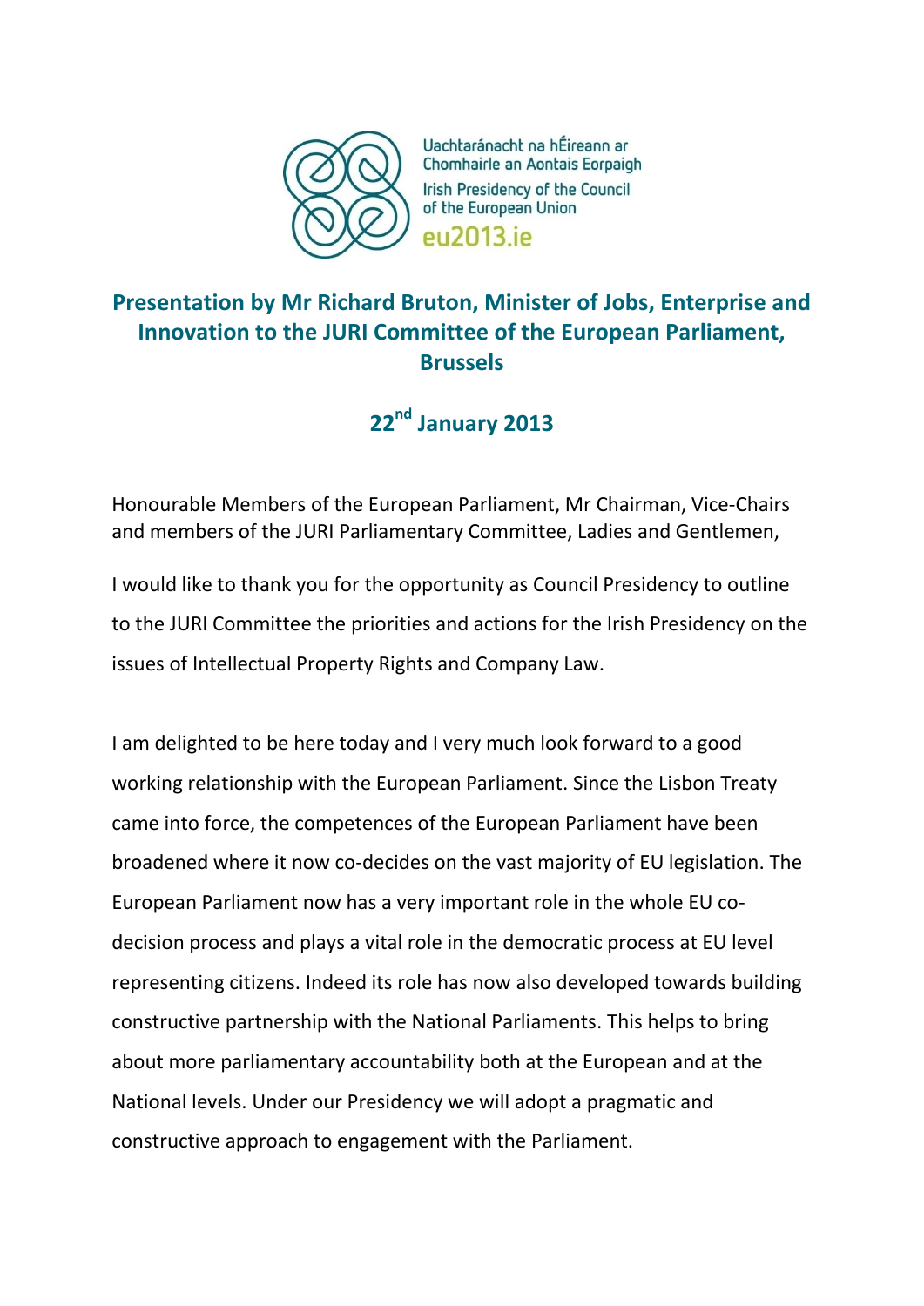Uachtaránacht na hÉireann ar Chomhairle an Aontais Eorpaigh

Irish Presidency of the Council of the European Union

eu2013.ie

## Presentation by Mr Richard Bruton, Minister of Jobs, Enterprise and Innovation to the JURI Committee of the European Parliament, Brussels

## 22nd January 2013

Honourable Members of the European Parliament, Mr Chairman, Vice-Chairs and members of the JURI Parliamentary Committee, Ladies and Gentlemen,

I would like to thank you for the opportunity as Council Presidency to outline to the JURI Committee the priorities and actions for the Irish Presidency on the issues of Intellectual Property Rights and Company Law.

I am delighted to be here today and I very much look forward to a good working relationship with the European Parliament. Since the Lisbon Treaty came into force, the competences of the European Parliament have been broadened where it now co-decides on the vast majority of EU legislation. The European Parliament now has a very important role in the whole EU co-decision process and plays a vital role in the democratic process at EU level representing citizens. Indeed its role has now also developed towards building constructive partnership with the National Parliaments. This helps to bring about more parliamentary accountability both at the European and at the National levels. Under our Presidency we will adopt a pragmatic and constructive approach to engagement with the Parliament.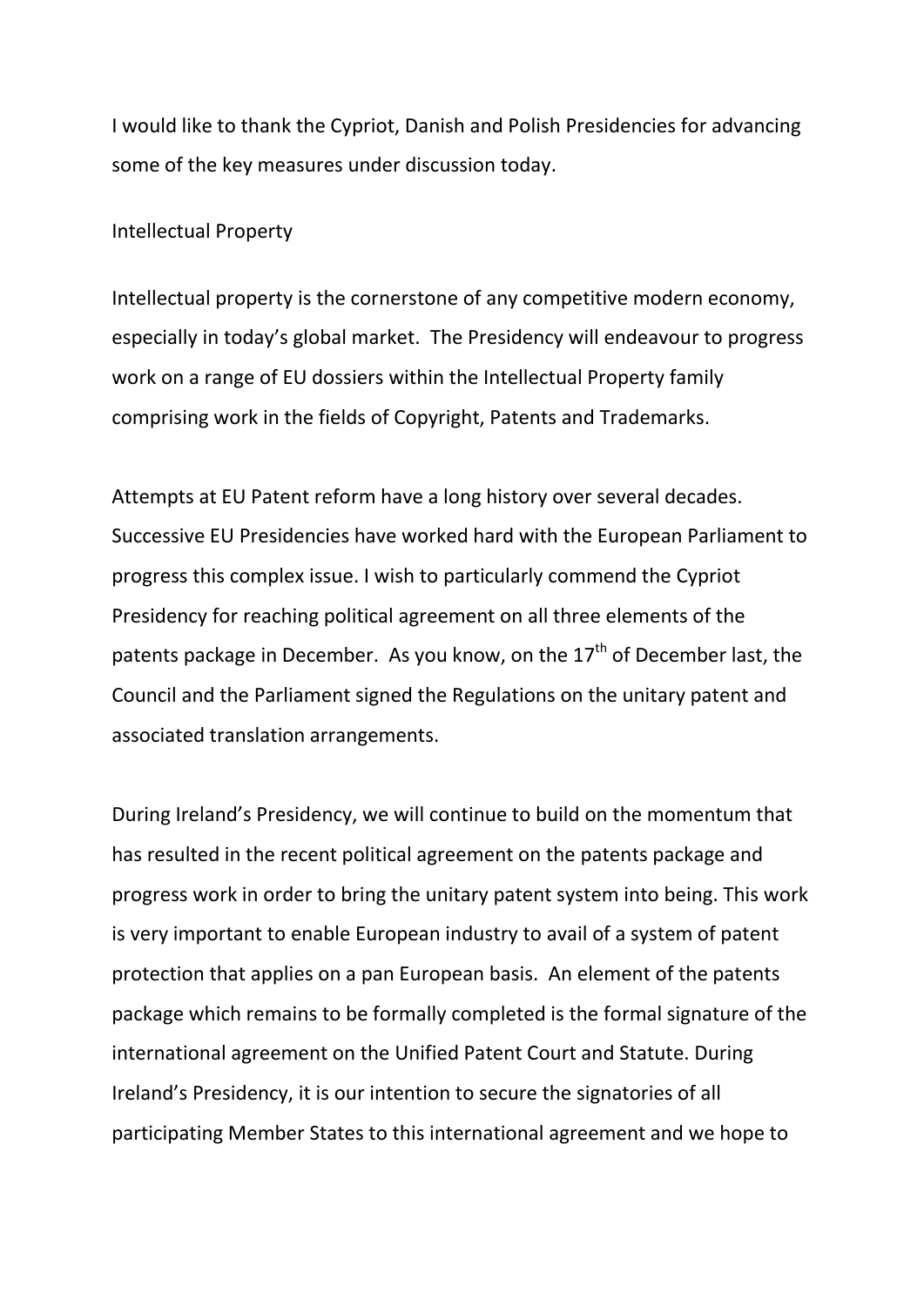I would like to thank the Cypriot, Danish and Polish Presidencies for advancing some of the key measures under discussion today.

## Intellectual Property

Intellectual property is the cornerstone of any competitive modern economy, especially in today's global market. The Presidency will endeavour to progress work on a range of EU dossiers within the Intellectual Property family comprising work in the fields of Copyright, Patents and Trademarks.

Attempts at EU Patent reform have a long history over several decades. Successive EU Presidencies have worked hard with the European Parliament to progress this complex issue. I wish to particularly commend the Cypriot Presidency for reaching political agreement on all three elements of the patents package in December. As you know, on the 17th of December last, the Council and the Parliament signed the Regulations on the unitary patent and associated translation arrangements.

During Ireland's Presidency, we will continue to build on the momentum that has resulted in the recent political agreement on the patents package and progress work in order to bring the unitary patent system into being. This work is very important to enable European industry to avail of a system of patent protection that applies on a pan European basis. An element of the patents package which remains to be formally completed is the formal signature of the international agreement on the Unified Patent Court and Statute. During Ireland's Presidency, it is our intention to secure the signatories of all participating Member States to this international agreement and we hope to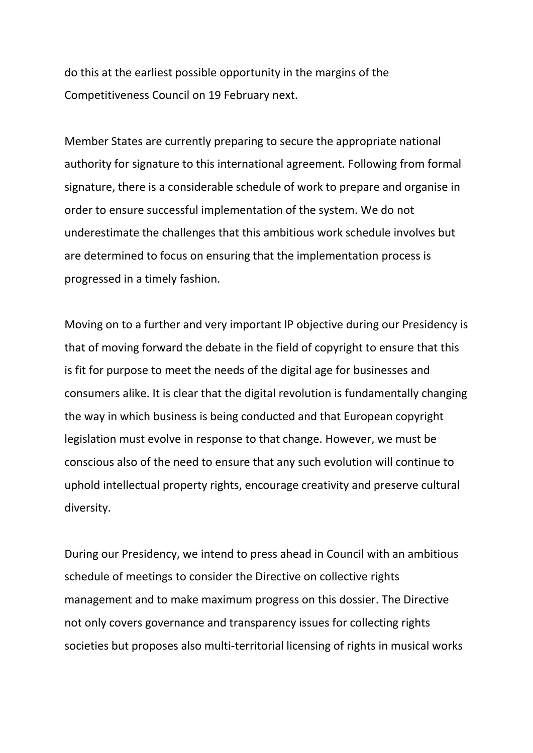do this at the earliest possible opportunity in the margins of the Competitiveness Council on 19 February next.

Member States are currently preparing to secure the appropriate national authority for signature to this international agreement. Following from formal signature, there is a considerable schedule of work to prepare and organise in order to ensure successful implementation of the system. We do not underestimate the challenges that this ambitious work schedule involves but are determined to focus on ensuring that the implementation process is progressed in a timely fashion.

Moving on to a further and very important IP objective during our Presidency is that of moving forward the debate in the field of copyright to ensure that this is fit for purpose to meet the needs of the digital age for businesses and consumers alike. It is clear that the digital revolution is fundamentally changing the way in which business is being conducted and that European copyright legislation must evolve in response to that change. However, we must be conscious also of the need to ensure that any such evolution will continue to uphold intellectual property rights, encourage creativity and preserve cultural diversity.

During our Presidency, we intend to press ahead in Council with an ambitious schedule of meetings to consider the Directive on collective rights management and to make maximum progress on this dossier. The Directive not only covers governance and transparency issues for collecting rights societies but proposes also multi-territorial licensing of rights in musical works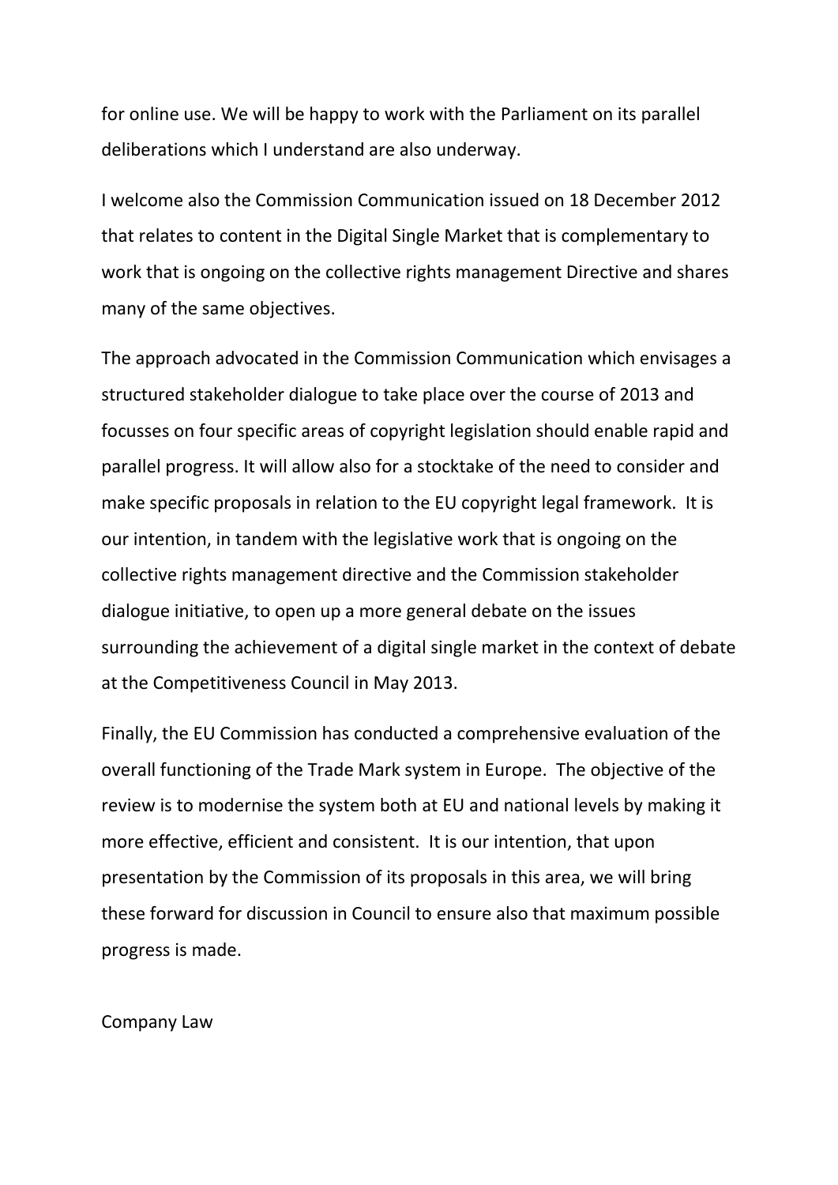for online use. We will be happy to work with the Parliament on its parallel deliberations which I understand are also underway.

I welcome also the Commission Communication issued on 18 December 2012 that relates to content in the Digital Single Market that is complementary to work that is ongoing on the collective rights management Directive and shares many of the same objectives.

The approach advocated in the Commission Communication which envisages a structured stakeholder dialogue to take place over the course of 2013 and focusses on four specific areas of copyright legislation should enable rapid and parallel progress. It will allow also for a stocktake of the need to consider and make specific proposals in relation to the EU copyright legal framework. It is our intention, in tandem with the legislative work that is ongoing on the collective rights management directive and the Commission stakeholder dialogue initiative, to open up a more general debate on the issues surrounding the achievement of a digital single market in the context of debate at the Competitiveness Council in May 2013.

Finally, the EU Commission has conducted a comprehensive evaluation of the overall functioning of the Trade Mark system in Europe. The objective of the review is to modernise the system both at EU and national levels by making it more effective, efficient and consistent. It is our intention, that upon presentation by the Commission of its proposals in this area, we will bring these forward for discussion in Council to ensure also that maximum possible progress is made.

Company Law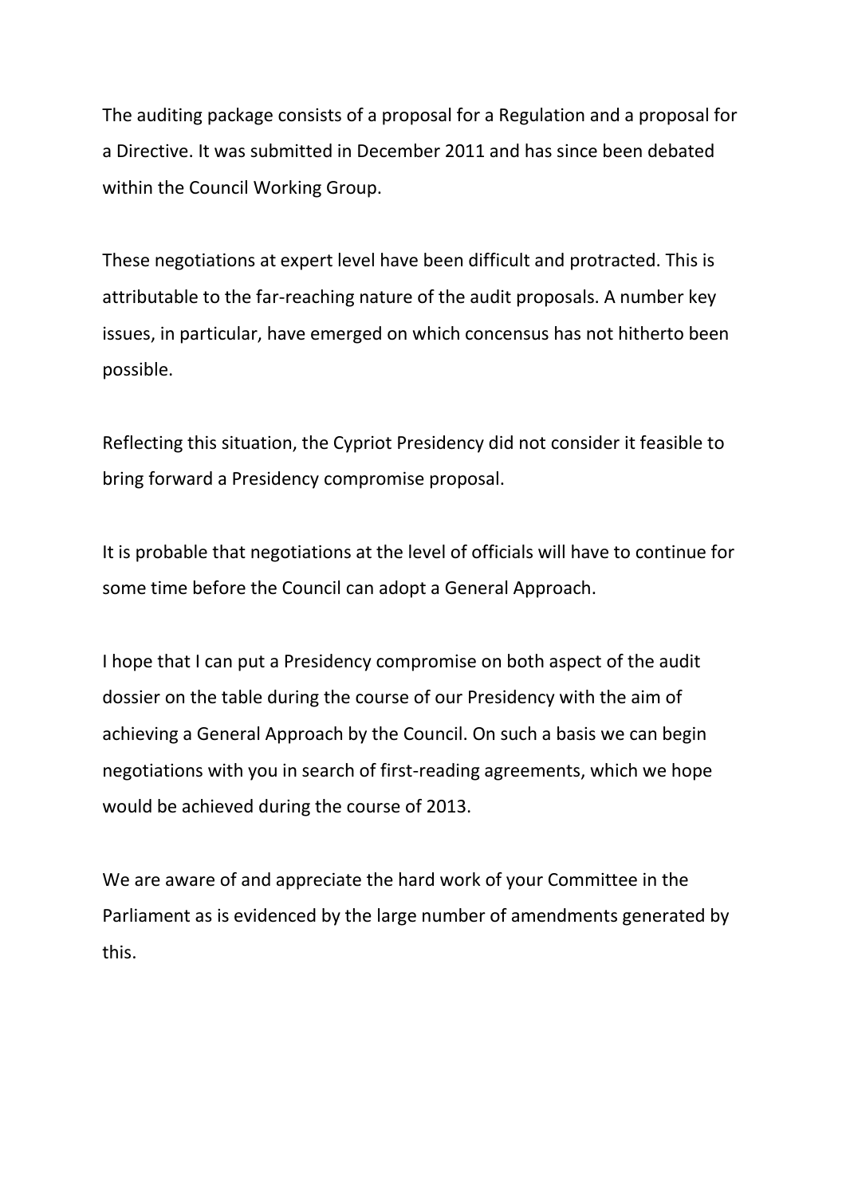The auditing package consists of a proposal for a Regulation and a proposal for a Directive. It was submitted in December 2011 and has since been debated within the Council Working Group.

These negotiations at expert level have been difficult and protracted. This is attributable to the far-reaching nature of the audit proposals. A number key issues, in particular, have emerged on which concensus has not hitherto been possible.

Reflecting this situation, the Cypriot Presidency did not consider it feasible to bring forward a Presidency compromise proposal.

It is probable that negotiations at the level of officials will have to continue for some time before the Council can adopt a General Approach.

I hope that I can put a Presidency compromise on both aspect of the audit dossier on the table during the course of our Presidency with the aim of achieving a General Approach by the Council. On such a basis we can begin negotiations with you in search of first-reading agreements, which we hope would be achieved during the course of 2013.

We are aware of and appreciate the hard work of your Committee in the Parliament as is evidenced by the large number of amendments generated by this.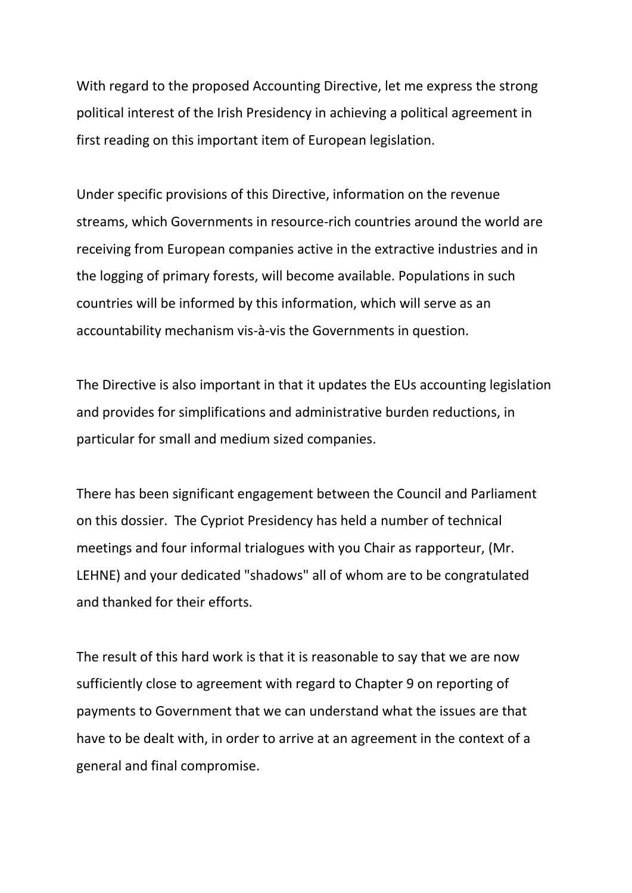With regard to the proposed Accounting Directive, let me express the strong political interest of the Irish Presidency in achieving a political agreement in first reading on this important item of European legislation.

Under specific provisions of this Directive, information on the revenue streams, which Governments in resource-rich countries around the world are receiving from European companies active in the extractive industries and in the logging of primary forests, will become available. Populations in such countries will be informed by this information, which will serve as an accountability mechanism vis-à-vis the Governments in question.

The Directive is also important in that it updates the EUs accounting legislation and provides for simplifications and administrative burden reductions, in particular for small and medium sized companies.

There has been significant engagement between the Council and Parliament on this dossier. The Cypriot Presidency has held a number of technical meetings and four informal trialogues with you Chair as rapporteur, (Mr. LEHNE) and your dedicated "shadows" all of whom are to be congratulated and thanked for their efforts.

The result of this hard work is that it is reasonable to say that we are now sufficiently close to agreement with regard to Chapter 9 on reporting of payments to Government that we can understand what the issues are that have to be dealt with, in order to arrive at an agreement in the context of a general and final compromise.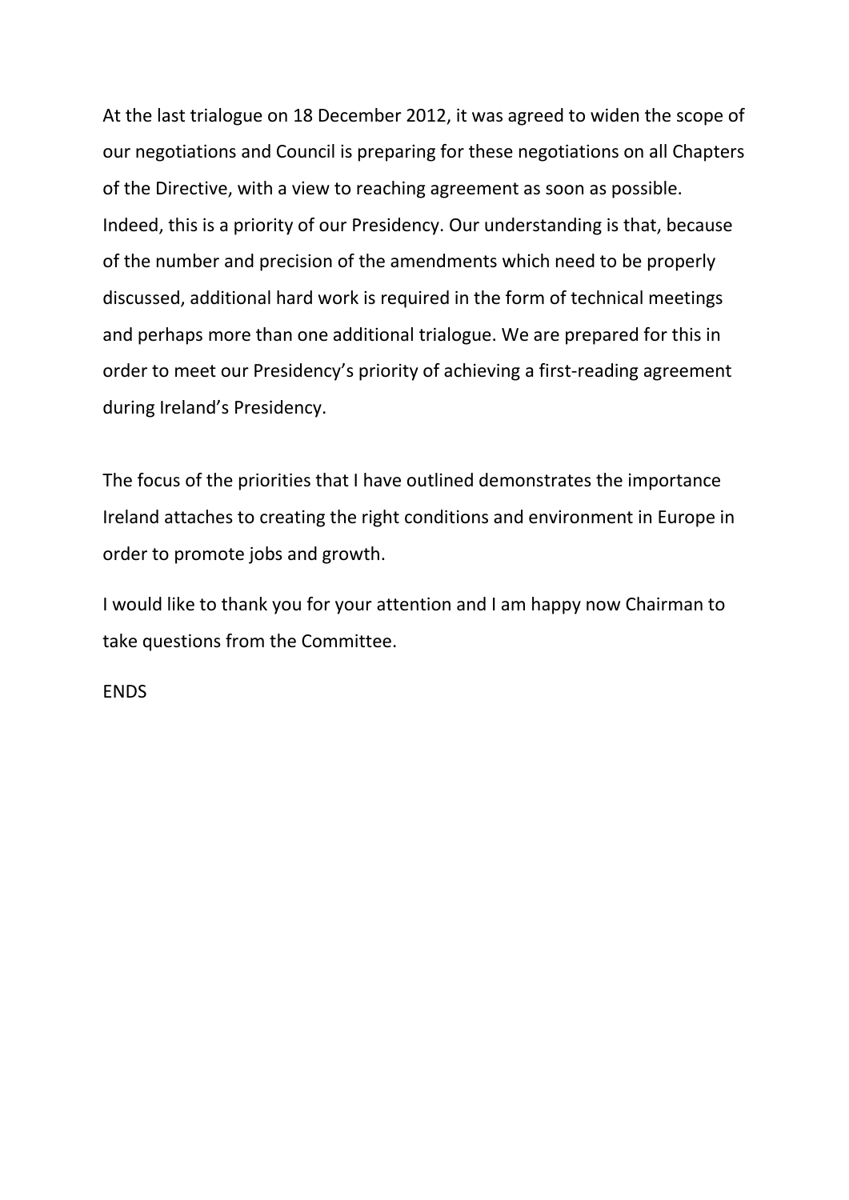At the last trialogue on 18 December 2012, it was agreed to widen the scope of our negotiations and Council is preparing for these negotiations on all Chapters of the Directive, with a view to reaching agreement as soon as possible. Indeed, this is a priority of our Presidency. Our understanding is that, because of the number and precision of the amendments which need to be properly discussed, additional hard work is required in the form of technical meetings and perhaps more than one additional trialogue. We are prepared for this in order to meet our Presidency's priority of achieving a first-reading agreement during Ireland's Presidency.

The focus of the priorities that I have outlined demonstrates the importance Ireland attaches to creating the right conditions and environment in Europe in order to promote jobs and growth.

I would like to thank you for your attention and I am happy now Chairman to take questions from the Committee.

ENDS